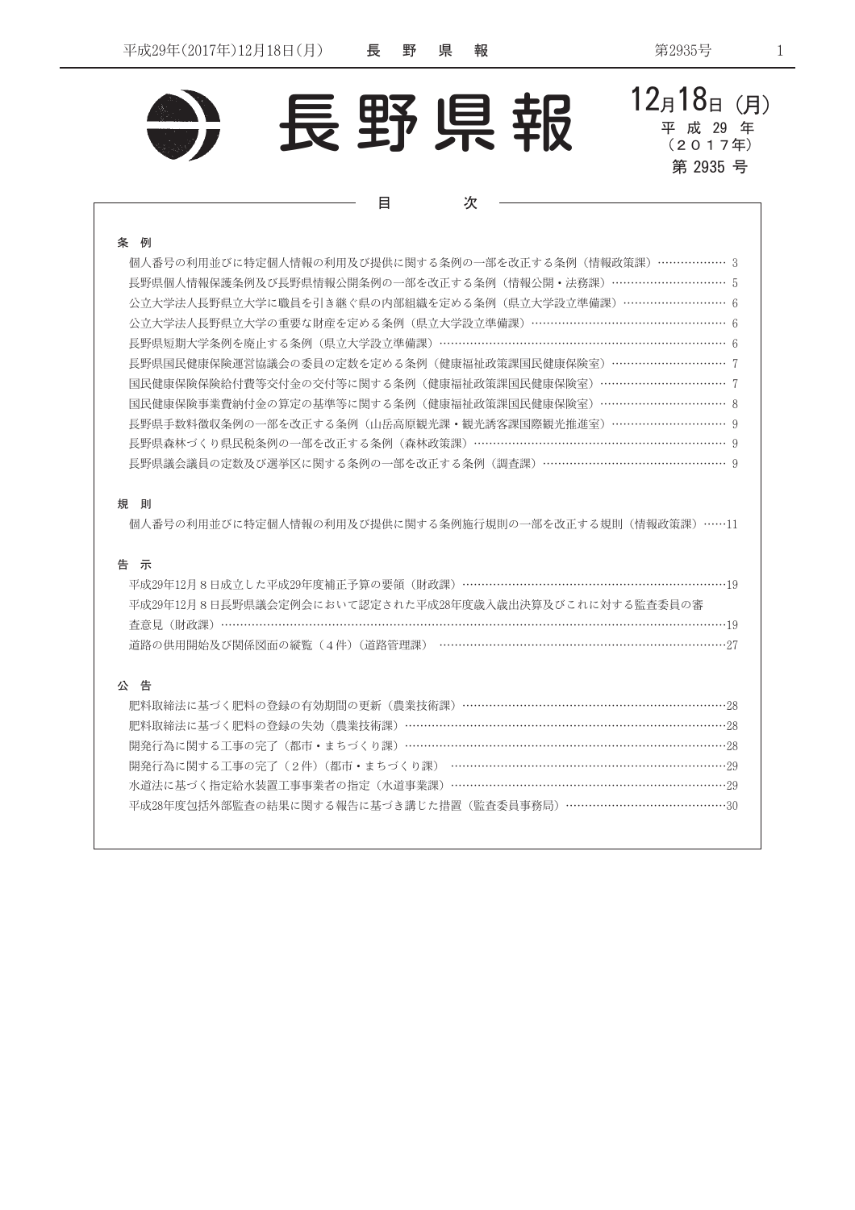# 長野県報

12月18日（月）
平成29年
（2017年）
第2935号

## 目次

### 条例

個人番号の利用並びに特定個人情報の利用及び提供に関する条例の一部を改正する条例（情報政策課）……………… 3
長野県個人情報保護条例及び長野県情報公開条例の一部を改正する条例（情報公開・法務課）………………………… 5
公立大学法人長野県立大学に職員を引き継ぐ県の内部組織を定める条例（県立大学設立準備課）…………………… 6
公立大学法人長野県立大学の重要な財産を定める条例（県立大学設立準備課）……………………………………… 6
長野県短期大学条例を廃止する条例（県立大学設立準備課）…………………………………………………………… 6
長野県国民健康保険運営協議会の委員の定数を定める条例（健康福祉政策課国民健康保険室）…………………… 7
国民健康保険保険給付費等交付金の交付等に関する条例（健康福祉政策課国民健康保険室）……………………… 7
国民健康保険事業費納付金の算定の基準等に関する条例（健康福祉政策課国民健康保険室）……………………… 8
長野県手数料徴収条例の一部を改正する条例（山岳高原観光課・観光誘客課国際観光推進室）…………………… 9
長野県森林づくり県民税条例の一部を改正する条例（森林政策課）……………………………………………………… 9
長野県議会議員の定数及び選挙区に関する条例の一部を改正する条例（調査課）…………………………………… 9

### 規則

個人番号の利用並びに特定個人情報の利用及び提供に関する条例施行規則の一部を改正する規則（情報政策課）……11

### 告示

平成29年12月８日成立した平成29年度補正予算の要領（財政課）……………………………………………………19
平成29年12月８日長野県議会定例会において認定された平成28年度歳入歳出決算及びこれに対する監査委員の審査意見（財政課）……………………………………………………………………………………………………19
道路の供用開始及び関係図面の縦覧（４件）（道路管理課）……………………………………………………………27

### 公告

肥料取締法に基づく肥料の登録の有効期間の更新（農業技術課）………………………………………………………28
肥料取締法に基づく肥料の登録の失効（農業技術課）……………………………………………………………………28
開発行為に関する工事の完了（都市・まちづくり課）……………………………………………………………………28
開発行為に関する工事の完了（２件）（都市・まちづくり課）……………………………………………………………29
水道法に基づく指定給水装置工事事業者の指定（水道事業課）…………………………………………………………29
平成28年度包括外部監査の結果に関する報告に基づき講じた措置（監査委員事務局）…………………………………30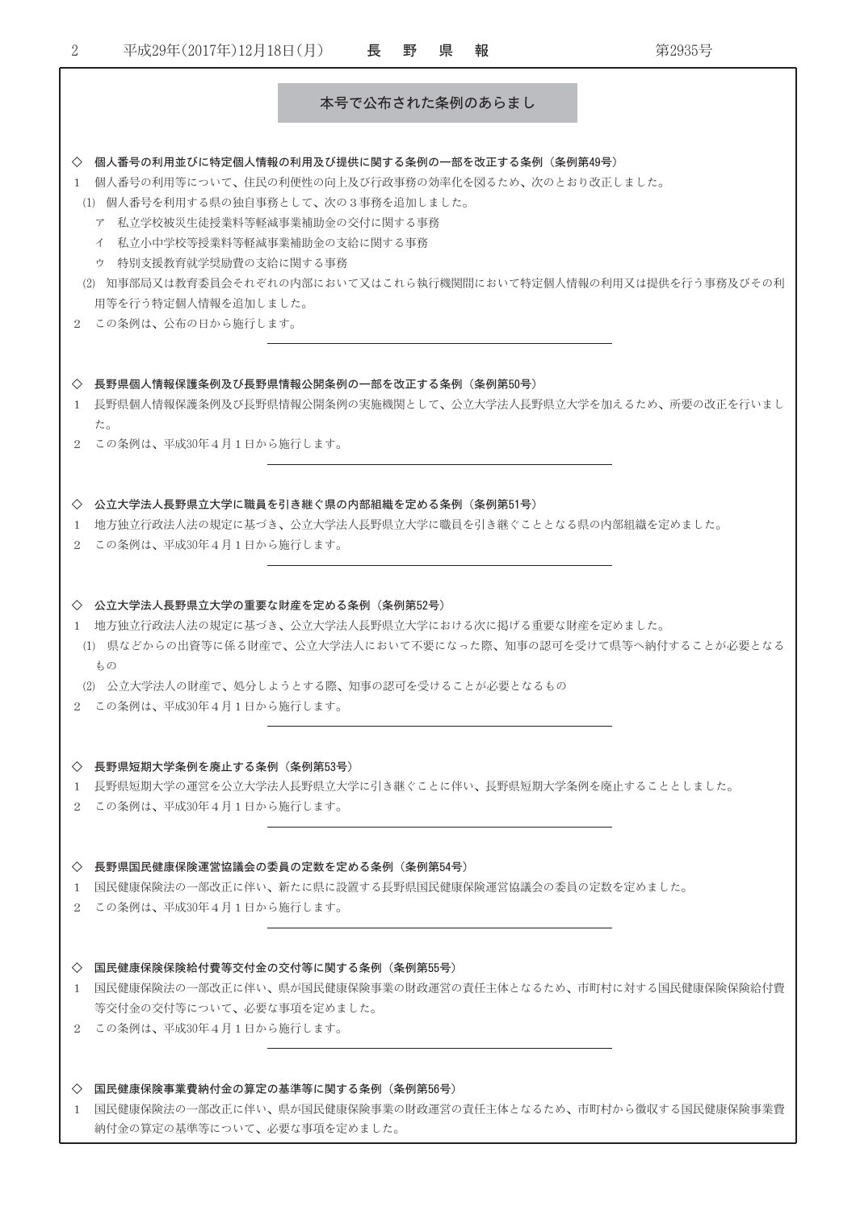## 本号で公布された条例のあらまし

### ◇ 個人番号の利用並びに特定個人情報の利用及び提供に関する条例の一部を改正する条例（条例第49号）

1 個人番号の利用等について、住民の利便性の向上及び行政事務の効率化を図るため、次のとおり改正しました。

(1) 個人番号を利用する県の独自事務として、次の３事務を追加しました。

ア 私立学校被災生徒授業料等軽減事業補助金の交付に関する事務

イ 私立小中学校等授業料等軽減事業補助金の支給に関する事務

ウ 特別支援教育就学奨励費の支給に関する事務

(2) 知事部局又は教育委員会それぞれの内部において又はこれら執行機関間において特定個人情報の利用又は提供を行う事務及びその利用等を行う特定個人情報を追加しました。

2 この条例は、公布の日から施行します。

---

### ◇ 長野県個人情報保護条例及び長野県情報公開条例の一部を改正する条例（条例第50号）

1 長野県個人情報保護条例及び長野県情報公開条例の実施機関として、公立大学法人長野県立大学を加えるため、所要の改正を行いました。

2 この条例は、平成30年４月１日から施行します。

---

### ◇ 公立大学法人長野県立大学に職員を引き継ぐ県の内部組織を定める条例（条例第51号）

1 地方独立行政法人法の規定に基づき、公立大学法人長野県立大学に職員を引き継ぐこととなる県の内部組織を定めました。

2 この条例は、平成30年４月１日から施行します。

---

### ◇ 公立大学法人長野県立大学の重要な財産を定める条例（条例第52号）

1 地方独立行政法人法の規定に基づき、公立大学法人長野県立大学における次に掲げる重要な財産を定めました。

(1) 県などからの出資等に係る財産で、公立大学法人において不要になった際、知事の認可を受けて県等へ納付することが必要となるもの

(2) 公立大学法人の財産で、処分しようとする際、知事の認可を受けることが必要となるもの

2 この条例は、平成30年４月１日から施行します。

---

### ◇ 長野県短期大学条例を廃止する条例（条例第53号）

1 長野県短期大学の運営を公立大学法人長野県立大学に引き継ぐことに伴い、長野県短期大学条例を廃止することとしました。

2 この条例は、平成30年４月１日から施行します。

---

### ◇ 長野県国民健康保険運営協議会の委員の定数を定める条例（条例第54号）

1 国民健康保険法の一部改正に伴い、新たに県に設置する長野県国民健康保険運営協議会の委員の定数を定めました。

2 この条例は、平成30年４月１日から施行します。

---

### ◇ 国民健康保険保険給付費等交付金の交付等に関する条例（条例第55号）

1 国民健康保険法の一部改正に伴い、県が国民健康保険事業の財政運営の責任主体となるため、市町村に対する国民健康保険保険給付費等交付金の交付等について、必要な事項を定めました。

2 この条例は、平成30年４月１日から施行します。

---

### ◇ 国民健康保険事業費納付金の算定の基準等に関する条例（条例第56号）

1 国民健康保険法の一部改正に伴い、県が国民健康保険事業の財政運営の責任主体となるため、市町村から徴収する国民健康保険事業費納付金の算定の基準等について、必要な事項を定めました。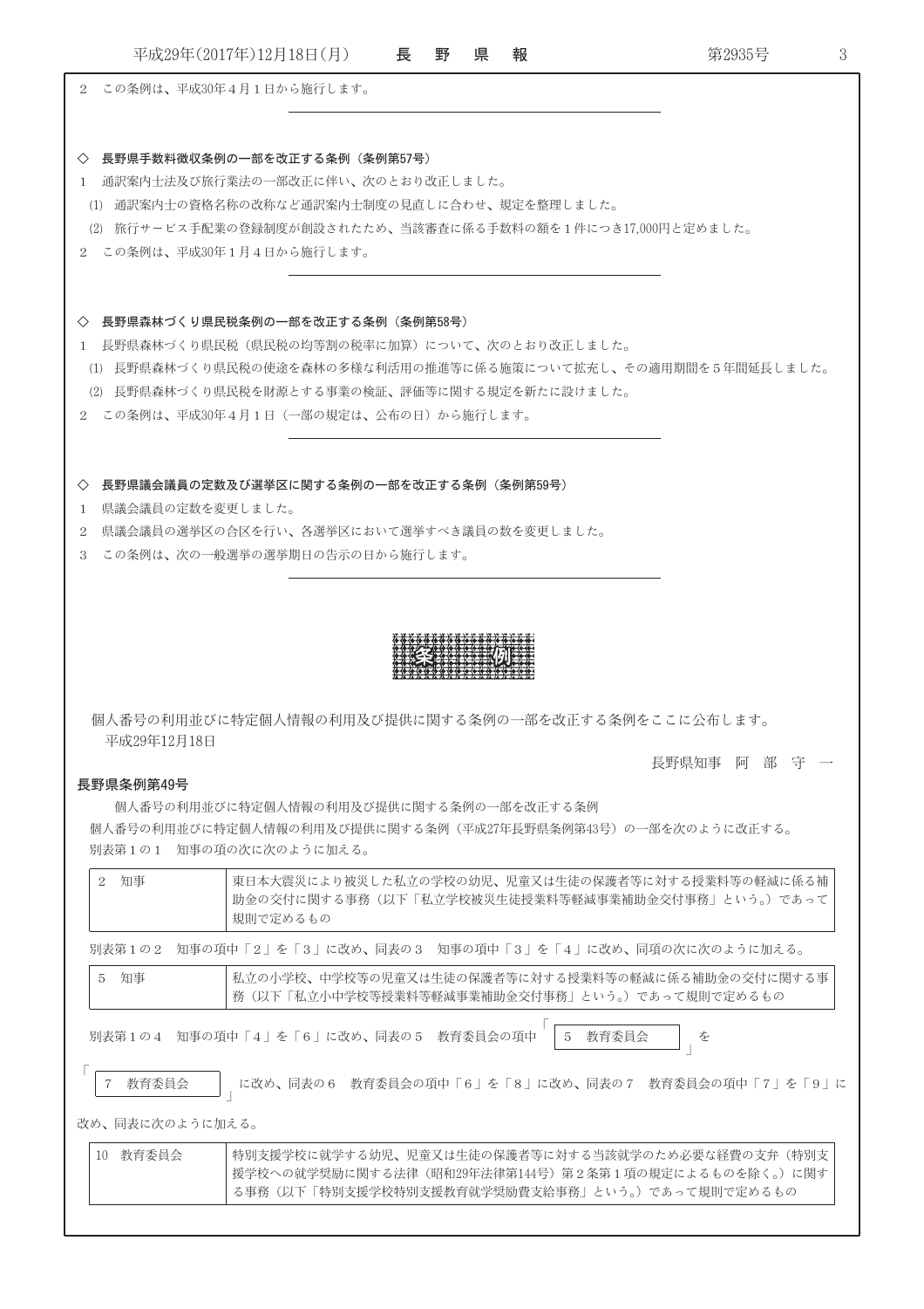２　この条例は、平成30年４月１日から施行します。

---

### ◇　長野県手数料徴収条例の一部を改正する条例（条例第57号）

１　通訳案内士法及び旅行業法の一部改正に伴い、次のとおり改正しました。

(1)　通訳案内士の資格名称の改称など通訳案内士制度の見直しに合わせ、規定を整理しました。

(2)　旅行サービス手配業の登録制度が創設されたため、当該審査に係る手数料の額を１件につき17,000円と定めました。

２　この条例は、平成30年１月４日から施行します。

---

### ◇　長野県森林づくり県民税条例の一部を改正する条例（条例第58号）

１　長野県森林づくり県民税（県民税の均等割の税率に加算）について、次のとおり改正しました。

(1)　長野県森林づくり県民税の使途を森林の多様な利活用の推進等に係る施策について拡充し、その適用期間を５年間延長しました。

(2)　長野県森林づくり県民税を財源とする事業の検証、評価等に関する規定を新たに設けました。

２　この条例は、平成30年４月１日（一部の規定は、公布の日）から施行します。

---

### ◇　長野県議会議員の定数及び選挙区に関する条例の一部を改正する条例（条例第59号）

１　県議会議員の定数を変更しました。

２　県議会議員の選挙区の合区を行い、各選挙区において選挙すべき議員の数を変更しました。

３　この条例は、次の一般選挙の選挙期日の告示の日から施行します。

---

## 条　例

個人番号の利用並びに特定個人情報の利用及び提供に関する条例の一部を改正する条例をここに公布します。

平成29年12月18日

長野県知事　阿　部　守　一

### 長野県条例第49号

個人番号の利用並びに特定個人情報の利用及び提供に関する条例の一部を改正する条例

個人番号の利用並びに特定個人情報の利用及び提供に関する条例（平成27年長野県条例第43号）の一部を次のように改正する。

別表第１の１　知事の項の次に次のように加える。

| ２　知事 | 東日本大震災により被災した私立の学校の幼児、児童又は生徒の保護者等に対する授業料等の軽減に係る補助金の交付に関する事務（以下「私立学校被災生徒授業料等軽減事業補助金交付事務」という。）であって規則で定めるもの |
|---|---|

別表第１の２　知事の項中「２」を「３」に改め、同表の３　知事の項中「３」を「４」に改め、同項の次に次のように加える。

| ５　知事 | 私立の小学校、中学校等の児童又は生徒の保護者等に対する授業料等の軽減に係る補助金の交付に関する事務（以下「私立小中学校等授業料等軽減事業補助金交付事務」という。）であって規則で定めるもの |
|---|---|

別表第１の４　知事の項中「４」を「６」に改め、同表の５　教育委員会の項中「５　教育委員会」を「７　教育委員会」に改め、同表の６　教育委員会の項中「６」を「８」に改め、同表の７　教育委員会の項中「７」を「９」に改め、同表に次のように加える。

| 10　教育委員会 | 特別支援学校に就学する幼児、児童又は生徒の保護者等に対する当該就学のため必要な経費の支弁（特別支援学校への就学奨励に関する法律（昭和29年法律第144号）第２条第１項の規定によるものを除く。）に関する事務（以下「特別支援学校特別支援教育就学奨励費支給事務」という。）であって規則で定めるもの |
|---|---|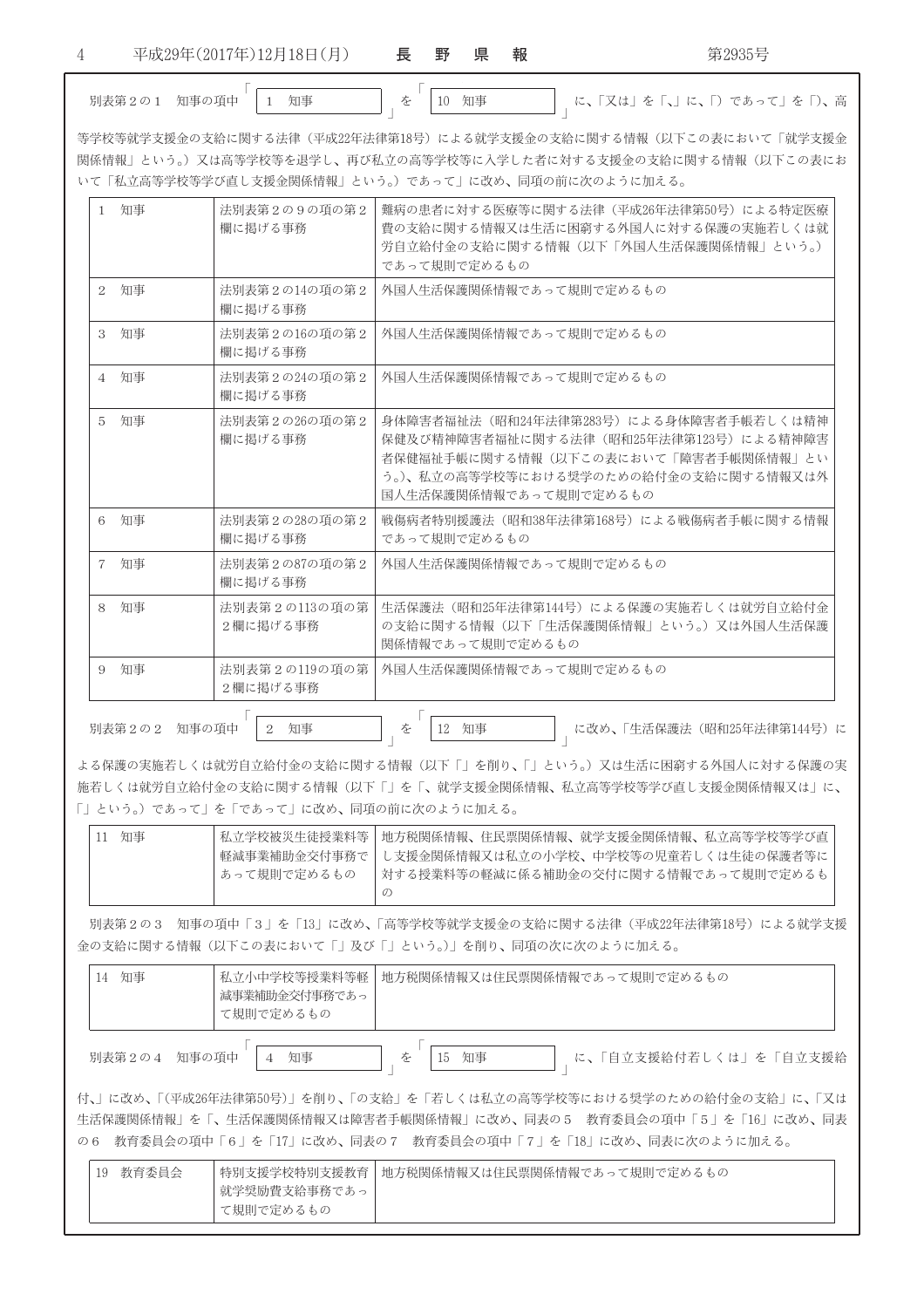別表第２の１　知事の項中「1　知事」を「10　知事」に、「又は」を「、」に、「）であって」を「）、高等学校等就学支援金の支給に関する法律（平成22年法律第18号）による就学支援金の支給に関する情報（以下この表において「就学支援金関係情報」という。）又は高等学校等を退学し、再び私立の高等学校等に入学した者に対する支援金の支給に関する情報（以下この表において「私立高等学校等学び直し支援金関係情報」という。）であって」に改め、同項の前に次のように加える。

| | | |
|---|---|---|
| 1　知事 | 法別表第２の９の項の第２欄に掲げる事務 | 難病の患者に対する医療等に関する法律（平成26年法律第50号）による特定医療費の支給に関する情報又は生活に困窮する外国人に対する保護の実施若しくは就労自立給付金の支給に関する情報（以下「外国人生活保護関係情報」という。）であって規則で定めるもの |
| 2　知事 | 法別表第２の14の項の第２欄に掲げる事務 | 外国人生活保護関係情報であって規則で定めるもの |
| 3　知事 | 法別表第２の16の項の第２欄に掲げる事務 | 外国人生活保護関係情報であって規則で定めるもの |
| 4　知事 | 法別表第２の24の項の第２欄に掲げる事務 | 外国人生活保護関係情報であって規則で定めるもの |
| 5　知事 | 法別表第２の26の項の第２欄に掲げる事務 | 身体障害者福祉法（昭和24年法律第283号）による身体障害者手帳若しくは精神保健及び精神障害者福祉に関する法律（昭和25年法律第123号）による精神障害者保健福祉手帳に関する情報（以下この表において「障害者手帳関係情報」という。）、私立の高等学校等における奨学のための給付金の支給に関する情報又は外国人生活保護関係情報であって規則で定めるもの |
| 6　知事 | 法別表第２の28の項の第２欄に掲げる事務 | 戦傷病者特別援護法（昭和38年法律第168号）による戦傷病者手帳に関する情報であって規則で定めるもの |
| 7　知事 | 法別表第２の87の項の第２欄に掲げる事務 | 外国人生活保護関係情報であって規則で定めるもの |
| 8　知事 | 法別表第２の113の項の第２欄に掲げる事務 | 生活保護法（昭和25年法律第144号）による保護の実施若しくは就労自立給付金の支給に関する情報（以下「生活保護関係情報」という。）又は外国人生活保護関係情報であって規則で定めるもの |
| 9　知事 | 法別表第２の119の項の第２欄に掲げる事務 | 外国人生活保護関係情報であって規則で定めるもの |

別表第２の２　知事の項中「2　知事」を「12　知事」に改め、「生活保護法（昭和25年法律第144号）による保護の実施若しくは就労自立給付金の支給に関する情報（以下「」を削り、「」という。）又は生活に困窮する外国人に対する保護の実施若しくは就労自立給付金の支給に関する情報（以下「」を「、就学支援金関係情報、私立高等学校等学び直し支援金関係情報又は」に、「」という。）であって」を「であって」に改め、同項の前に次のように加える。

| | | |
|---|---|---|
| 11　知事 | 私立学校被災生徒授業料等軽減事業補助金交付事務であって規則で定めるもの | 地方税関係情報、住民票関係情報、就学支援金関係情報、私立高等学校等学び直し支援金関係情報又は私立の小学校、中学校等の児童若しくは生徒の保護者等に対する授業料等の軽減に係る補助金の交付に関する情報であって規則で定めるもの |

別表第２の３　知事の項中「３」を「13」に改め、「高等学校等就学支援金の支給に関する法律（平成22年法律第18号）による就学支援金の支給に関する情報（以下この表において「」及び「」という。）」を削り、同項の次に次のように加える。

| | | |
|---|---|---|
| 14　知事 | 私立小中学校等授業料等軽減事業補助金交付事務であって規則で定めるもの | 地方税関係情報又は住民票関係情報であって規則で定めるもの |

別表第２の４　知事の項中「4　知事」を「15　知事」に、「自立支援給付若しくは」を「自立支援給付、」に改め、「（平成26年法律第50号）」を削り、「の支給」を「若しくは私立の高等学校等における奨学のための給付金の支給」に、「又は生活保護関係情報」を「、生活保護関係情報又は障害者手帳関係情報」に改め、同表の５　教育委員会の項中「５」を「16」に改め、同表の６　教育委員会の項中「６」を「17」に改め、同表の７　教育委員会の項中「７」を「18」に改め、同表に次のように加える。

| | | |
|---|---|---|
| 19　教育委員会 | 特別支援学校特別支援教育就学奨励費支給事務であって規則で定めるもの | 地方税関係情報又は住民票関係情報であって規則で定めるもの |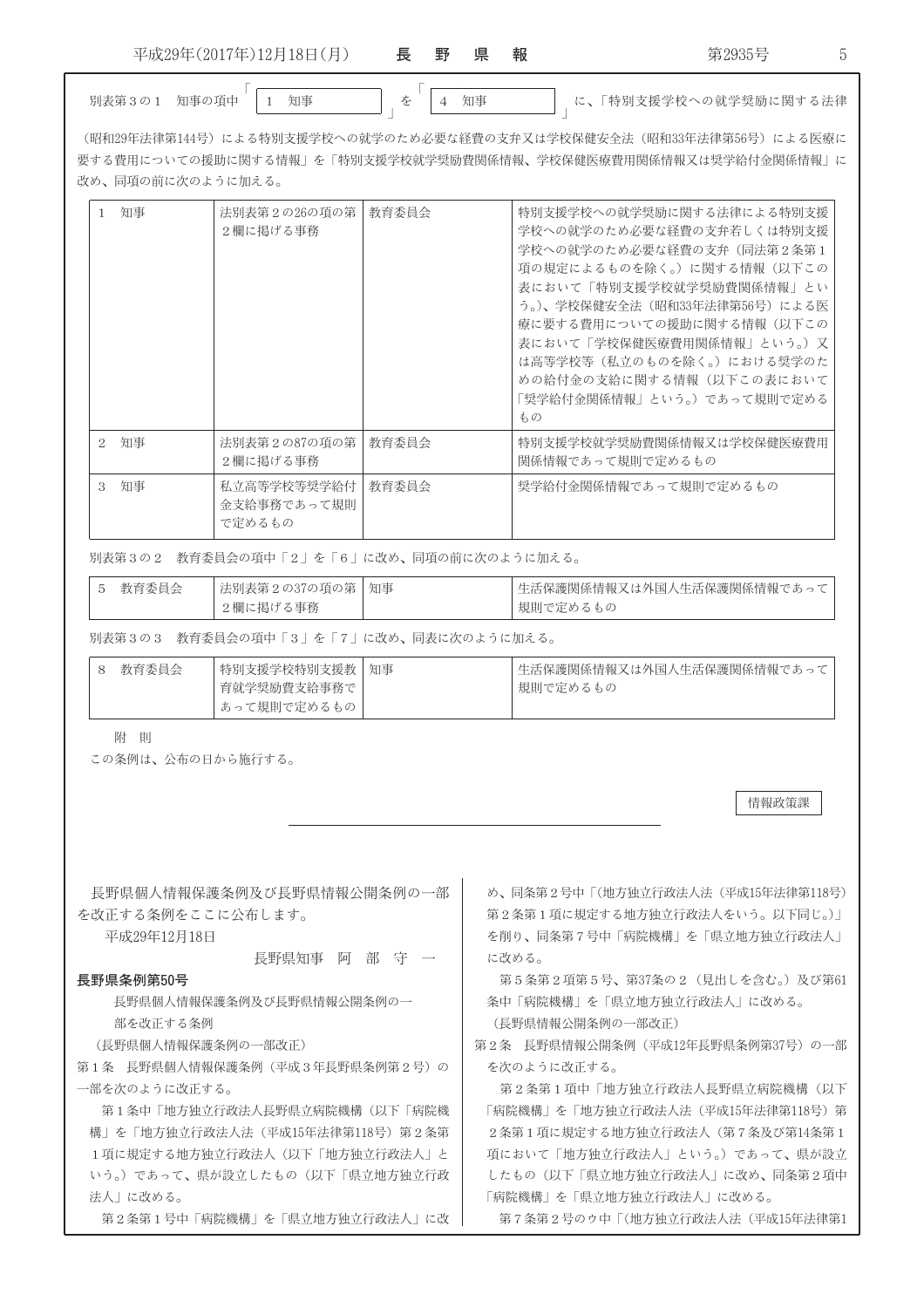別表第３の１　知事の項中「| １　知事 |」を「| ４　知事 |」に、「特別支援学校への就学奨励に関する法律（昭和29年法律第144号）による特別支援学校への就学のため必要な経費の支弁又は学校保健安全法（昭和33年法律第56号）による医療に要する費用についての援助に関する情報」を「特別支援学校就学奨励費関係情報、学校保健医療費用関係情報又は奨学給付金関係情報」に改め、同項の前に次のように加える。

| | | | |
|---|---|---|---|
| １　知事 | 法別表第２の26の項の第２欄に掲げる事務 | 教育委員会 | 特別支援学校への就学奨励に関する法律による特別支援学校への就学のため必要な経費の支弁若しくは特別支援学校への就学のため必要な経費の支弁（同法第２条第１項の規定によるものを除く。）に関する情報（以下この表において「特別支援学校就学奨励費関係情報」という。）、学校保健安全法（昭和33年法律第56号）による医療に要する費用についての援助に関する情報（以下この表において「学校保健医療費用関係情報」という。）又は高等学校等（私立のものを除く。）における奨学のための給付金の支給に関する情報（以下この表において「奨学給付金関係情報」という。）であって規則で定めるもの |
| ２　知事 | 法別表第２の87の項の第２欄に掲げる事務 | 教育委員会 | 特別支援学校就学奨励費関係情報又は学校保健医療費用関係情報であって規則で定めるもの |
| ３　知事 | 私立高等学校等奨学給付金支給事務であって規則で定めるもの | 教育委員会 | 奨学給付金関係情報であって規則で定めるもの |

別表第３の２　教育委員会の項中「２」を「６」に改め、同項の前に次のように加える。

| | | | |
|---|---|---|---|
| ５　教育委員会 | 法別表第２の37の項の第２欄に掲げる事務 | 知事 | 生活保護関係情報又は外国人生活保護関係情報であって規則で定めるもの |

別表第３の３　教育委員会の項中「３」を「７」に改め、同表に次のように加える。

| | | | |
|---|---|---|---|
| ８　教育委員会 | 特別支援学校特別支援教育就学奨励費支給事務であって規則で定めるもの | 知事 | 生活保護関係情報又は外国人生活保護関係情報であって規則で定めるもの |

附　則

この条例は、公布の日から施行する。

情報政策課

---

長野県個人情報保護条例及び長野県情報公開条例の一部を改正する条例をここに公布します。

平成29年12月18日

長野県知事　阿　部　守　一

**長野県条例第50号**

長野県個人情報保護条例及び長野県情報公開条例の一部を改正する条例

（長野県個人情報保護条例の一部改正）

第１条　長野県個人情報保護条例（平成３年長野県条例第２号）の一部を次のように改正する。

第１条中「地方独立行政法人長野県立病院機構（以下「病院機構」を「地方独立行政法人法（平成15年法律第118号）第２条第１項に規定する地方独立行政法人（以下「地方独立行政法人」という。）であって、県が設立したもの（以下「県立地方独立行政法人」に改める。

第２条第１号中「病院機構」を「県立地方独立行政法人」に改め、同条第２号中「（地方独立行政法人法（平成15年法律第118号）第２条第１項に規定する地方独立行政法人をいう。以下同じ。）」を削り、同条第７号中「病院機構」を「県立地方独立行政法人」に改める。

第５条第２項第５号、第37条の２（見出しを含む。）及び第61条中「病院機構」を「県立地方独立行政法人」に改める。

（長野県情報公開条例の一部改正）

第２条　長野県情報公開条例（平成12年長野県条例第37号）の一部を次のように改正する。

第２条第１項中「地方独立行政法人長野県立病院機構（以下「病院機構」を「地方独立行政法人法（平成15年法律第118号）第２条第１項に規定する地方独立行政法人（第７条及び第14条第１項において「地方独立行政法人」という。）であって、県が設立したもの（以下「県立地方独立行政法人」に改め、同条第２項中「病院機構」を「県立地方独立行政法人」に改める。

第７条第２号のウ中「（地方独立行政法人法（平成15年法律第1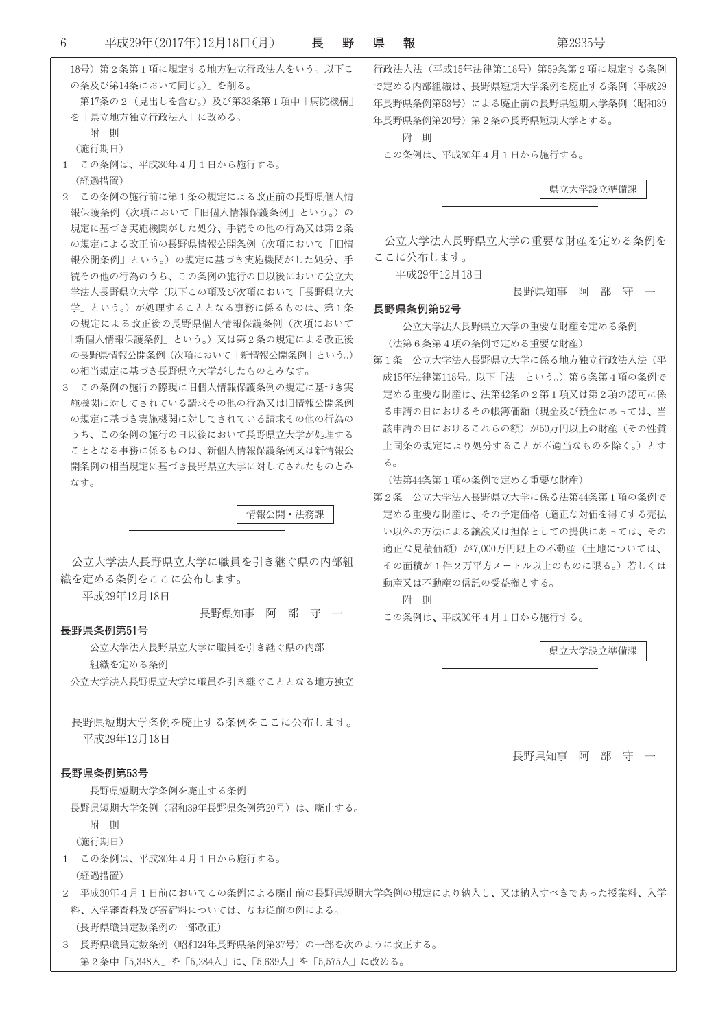18号）第２条第１項に規定する地方独立行政法人をいう。以下この条及び第14条において同じ。）」を削る。

第17条の２（見出しを含む。）及び第33条第１項中「病院機構」を「県立地方独立行政法人」に改める。

附　則

（施行期日）

１　この条例は、平成30年４月１日から施行する。

（経過措置）

２　この条例の施行前に第１条の規定による改正前の長野県個人情報保護条例（次項において「旧個人情報保護条例」という。）の規定に基づき実施機関がした処分、手続その他の行為又は第２条の規定による改正前の長野県情報公開条例（次項において「旧情報公開条例」という。）の規定に基づき実施機関がした処分、手続その他の行為のうち、この条例の施行の日以後において公立大学法人長野県立大学（以下この項及び次項において「長野県立大学」という。）が処理することとなる事務に係るものは、第１条の規定による改正後の長野県個人情報保護条例（次項において「新個人情報保護条例」という。）又は第２条の規定による改正後の長野県情報公開条例（次項において「新情報公開条例」という。）の相当規定に基づき長野県立大学がしたものとみなす。

３　この条例の施行の際現に旧個人情報保護条例の規定に基づき実施機関に対してされている請求その他の行為又は旧情報公開条例の規定に基づき実施機関に対してされている請求その他の行為のうち、この条例の施行の日以後において長野県立大学が処理することとなる事務に係るものは、新個人情報保護条例又は新情報公開条例の相当規定に基づき長野県立大学に対してされたものとみなす。

情報公開・法務課

---

公立大学法人長野県立大学に職員を引き継ぐ県の内部組織を定める条例をここに公布します。

平成29年12月18日

長野県知事　阿　部　守　一

**長野県条例第51号**

公立大学法人長野県立大学に職員を引き継ぐ県の内部組織を定める条例

公立大学法人長野県立大学に職員を引き継ぐこととなる地方独立行政法人法（平成15年法律第118号）第59条第２項に規定する条例で定める内部組織は、長野県短期大学条例を廃止する条例（平成29年長野県条例第53号）による廃止前の長野県短期大学条例（昭和39年長野県条例第20号）第２条の長野県短期大学とする。

附　則

この条例は、平成30年４月１日から施行する。

県立大学設立準備課

---

公立大学法人長野県立大学の重要な財産を定める条例をここに公布します。

平成29年12月18日

長野県知事　阿　部　守　一

**長野県条例第52号**

公立大学法人長野県立大学の重要な財産を定める条例

（法第６条第４項の条例で定める重要な財産）

第１条　公立大学法人長野県立大学に係る地方独立行政法人法（平成15年法律第118号。以下「法」という。）第６条第４項の条例で定める重要な財産は、法第42条の２第１項又は第２項の認可に係る申請の日におけるその帳簿価額（現金及び預金にあっては、当該申請の日におけるこれらの額）が50万円以上の財産（その性質上同条の規定により処分することが不適当なものを除く。）とする。

（法第44条第１項の条例で定める重要な財産）

第２条　公立大学法人長野県立大学に係る法第44条第１項の条例で定める重要な財産は、その予定価格（適正な対価を得てする売払い以外の方法による譲渡又は担保としての提供にあっては、その適正な見積価額）が7,000万円以上の不動産（土地については、その面積が１件２万平方メートル以上のものに限る。）若しくは動産又は不動産の信託の受益権とする。

附　則

この条例は、平成30年４月１日から施行する。

県立大学設立準備課

---

長野県短期大学条例を廃止する条例をここに公布します。

平成29年12月18日

長野県知事　阿　部　守　一

**長野県条例第53号**

長野県短期大学条例を廃止する条例

長野県短期大学条例（昭和39年長野県条例第20号）は、廃止する。

附　則

（施行期日）

１　この条例は、平成30年４月１日から施行する。

（経過措置）

２　平成30年４月１日前においてこの条例による廃止前の長野県短期大学条例の規定により納入し、又は納入すべきであった授業料、入学料、入学審査料及び寄宿料については、なお従前の例による。

（長野県職員定数条例の一部改正）

３　長野県職員定数条例（昭和24年長野県条例第37号）の一部を次のように改正する。

第２条中「5,348人」を「5,284人」に、「5,639人」を「5,575人」に改める。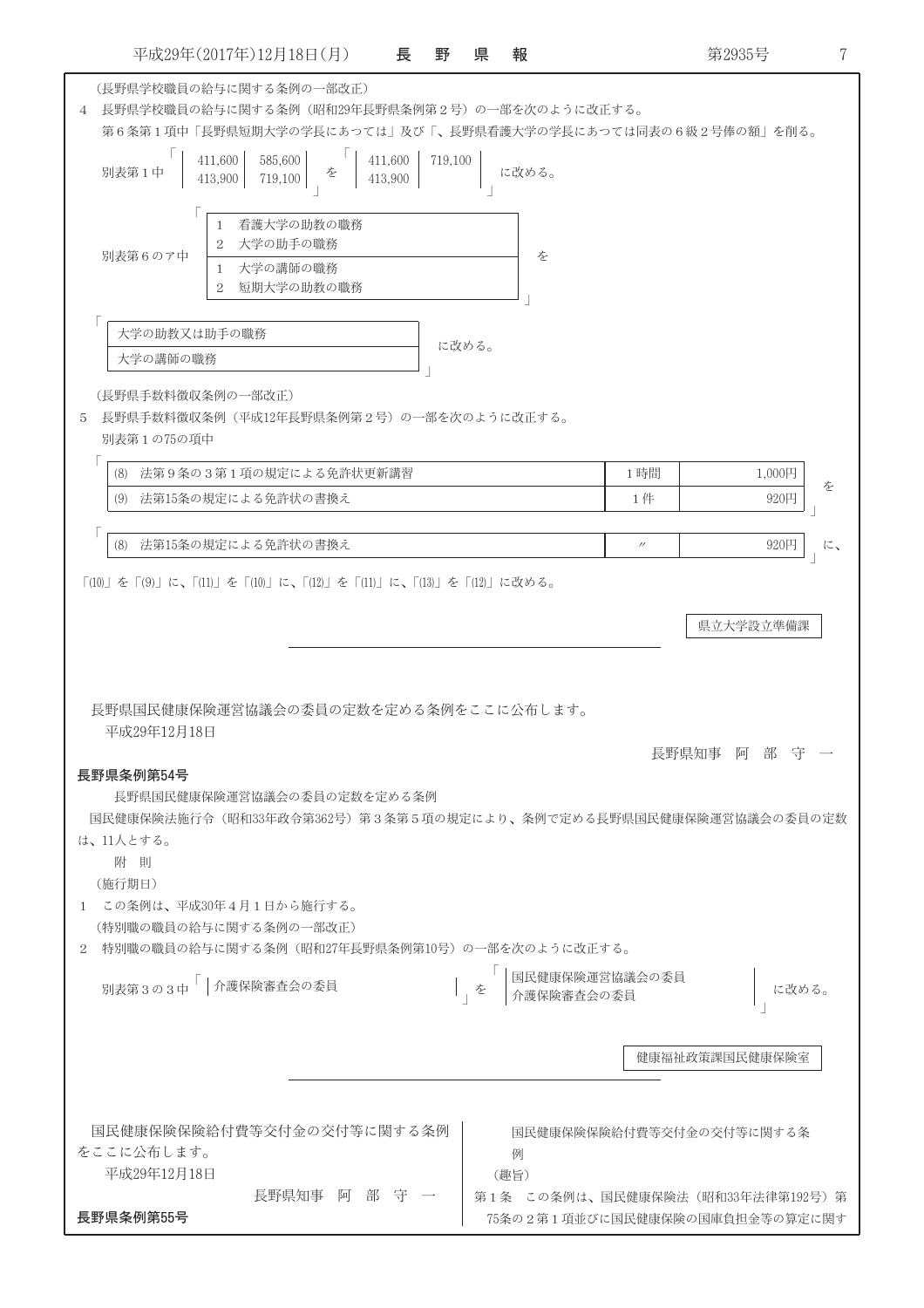（長野県学校職員の給与に関する条例の一部改正）

4　長野県学校職員の給与に関する条例（昭和29年長野県条例第２号）の一部を次のように改正する。

第６条第１項中「長野県短期大学の学長にあつては」及び「、長野県看護大学の学長にあつては同表の６級２号俸の額」を削る。

別表第１中「

| 411,600 | 585,600 |
|---|---|
| 413,900 | 719,100 |

」を「

| 411,600 | 719,100 |
|---|---|
| 413,900 | |

」に改める。

別表第６のア中「

| |
|---|
| 1　看護大学の助教の職務<br>2　大学の助手の職務 |
| 1　大学の講師の職務<br>2　短期大学の助教の職務 |

」を「

| |
|---|
| 大学の助教又は助手の職務 |
| 大学の講師の職務 |

」に改める。

（長野県手数料徴収条例の一部改正）

5　長野県手数料徴収条例（平成12年長野県条例第２号）の一部を次のように改正する。

別表第１の75の項中

「

| | | |
|---|---|---|
| (8)　法第９条の３第１項の規定による免許状更新講習 | 1時間 | 1,000円 |
| (9)　法第15条の規定による免許状の書換え | 1件 | 920円 |

」を

「

| | | |
|---|---|---|
| (8)　法第15条の規定による免許状の書換え | 〃 | 920円 |

」に、

「(10)」を「(9)」に、「(11)」を「(10)」に、「(12)」を「(11)」に、「(13)」を「(12)」に改める。

県立大学設立準備課

---

長野県国民健康保険運営協議会の委員の定数を定める条例をここに公布します。

平成29年12月18日

長野県知事　阿　部　守　一

**長野県条例第54号**

長野県国民健康保険運営協議会の委員の定数を定める条例

国民健康保険法施行令（昭和33年政令第362号）第３条第５項の規定により、条例で定める長野県国民健康保険運営協議会の委員の定数は、11人とする。

附　則

（施行期日）

1　この条例は、平成30年４月１日から施行する。

（特別職の職員の給与に関する条例の一部改正）

2　特別職の職員の給与に関する条例（昭和27年長野県条例第10号）の一部を次のように改正する。

別表第３の３中「介護保険審査会の委員」を「国民健康保険運営協議会の委員<br>介護保険審査会の委員」に改める。

健康福祉政策課国民健康保険室

---

国民健康保険保険給付費等交付金の交付等に関する条例をここに公布します。

平成29年12月18日

長野県知事　阿　部　守　一

**長野県条例第55号**

国民健康保険保険給付費等交付金の交付等に関する条例

（趣旨）

第１条　この条例は、国民健康保険法（昭和33年法律第192号）第75条の２第１項並びに国民健康保険の国庫負担金等の算定に関す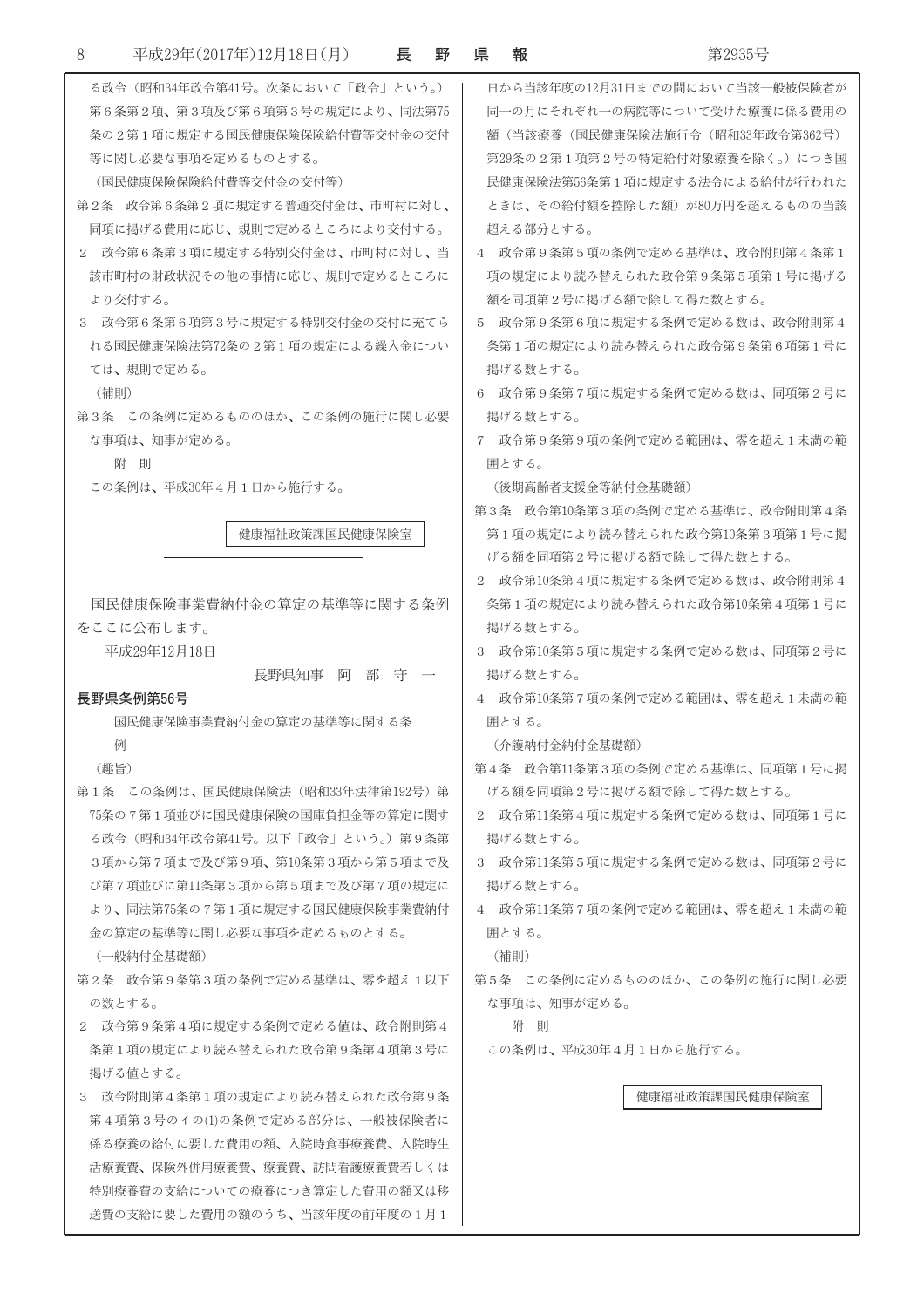る政令（昭和34年政令第41号。次条において「政令」という。）第６条第２項、第３項及び第６項第３号の規定により、同法第75条の２第１項に規定する国民健康保険保険給付費等交付金の交付等に関し必要な事項を定めるものとする。

（国民健康保険保険給付費等交付金の交付等）

第２条　政令第６条第２項に規定する普通交付金は、市町村に対し、同項に掲げる費用に応じ、規則で定めるところにより交付する。

２　政令第６条第３項に規定する特別交付金は、市町村に対し、当該市町村の財政状況その他の事情に応じ、規則で定めるところにより交付する。

３　政令第６条第６項第３号に規定する特別交付金の交付に充てられる国民健康保険法第72条の２第１項の規定による繰入金については、規則で定める。

（補則）

第３条　この条例に定めるもののほか、この条例の施行に関し必要な事項は、知事が定める。

附　則

この条例は、平成30年４月１日から施行する。

健康福祉政策課国民健康保険室

---

国民健康保険事業費納付金の算定の基準等に関する条例をここに公布します。

平成29年12月18日

長野県知事　阿　部　守　一

**長野県条例第56号**

国民健康保険事業費納付金の算定の基準等に関する条例

（趣旨）

第１条　この条例は、国民健康保険法（昭和33年法律第192号）第75条の７第１項並びに国民健康保険の国庫負担金等の算定に関する政令（昭和34年政令第41号。以下「政令」という。）第９条第３項から第７項まで及び第９項、第10条第３項から第５項まで及び第７項並びに第11条第３項から第５項まで及び第７項の規定により、同法第75条の７第１項に規定する国民健康保険事業費納付金の算定の基準等に関し必要な事項を定めるものとする。

（一般納付金基礎額）

第２条　政令第９条第３項の条例で定める基準は、零を超え１以下の数とする。

２　政令第９条第４項に規定する条例で定める値は、政令附則第４条第１項の規定により読み替えられた政令第９条第４項第３号に掲げる値とする。

３　政令附則第４条第１項の規定により読み替えられた政令第９条第４項第３号のイの(1)の条例で定める部分は、一般被保険者に係る療養の給付に要した費用の額、入院時食事療養費、入院時生活療養費、保険外併用療養費、療養費、訪問看護療養費若しくは特別療養費の支給についての療養につき算定した費用の額又は移送費の支給に要した費用の額のうち、当該年度の前年度の１月１日から当該年度の12月31日までの間において当該一般被保険者が同一の月にそれぞれ一の病院等について受けた療養に係る費用の額（当該療養（国民健康保険法施行令（昭和33年政令第362号）第29条の２第１項第２号の特定給付対象療養を除く。）につき国民健康保険法第56条第１項に規定する法令による給付が行われたときは、その給付額を控除した額）が80万円を超えるものの当該超える部分とする。

４　政令第９条第５項の条例で定める基準は、政令附則第４条第１項の規定により読み替えられた政令第９条第５項第１号に掲げる額を同項第２号に掲げる額で除して得た数とする。

５　政令第９条第６項に規定する条例で定める数は、政令附則第４条第１項の規定により読み替えられた政令第９条第６項第１号に掲げる数とする。

６　政令第９条第７項に規定する条例で定める数は、同項第２号に掲げる数とする。

７　政令第９条第９項の条例で定める範囲は、零を超え１未満の範囲とする。

（後期高齢者支援金等納付金基礎額）

第３条　政令第10条第３項の条例で定める基準は、政令附則第４条第１項の規定により読み替えられた政令第10条第３項第１号に掲げる額を同項第２号に掲げる額で除して得た数とする。

２　政令第10条第４項に規定する条例で定める数は、政令附則第４条第１項の規定により読み替えられた政令第10条第４項第１号に掲げる数とする。

３　政令第10条第５項に規定する条例で定める数は、同項第２号に掲げる数とする。

４　政令第10条第７項の条例で定める範囲は、零を超え１未満の範囲とする。

（介護納付金納付金基礎額）

第４条　政令第11条第３項の条例で定める基準は、同項第１号に掲げる額を同項第２号に掲げる額で除して得た数とする。

２　政令第11条第４項に規定する条例で定める数は、同項第１号に掲げる数とする。

３　政令第11条第５項に規定する条例で定める数は、同項第２号に掲げる数とする。

４　政令第11条第７項の条例で定める範囲は、零を超え１未満の範囲とする。

（補則）

第５条　この条例に定めるもののほか、この条例の施行に関し必要な事項は、知事が定める。

附　則

この条例は、平成30年４月１日から施行する。

健康福祉政策課国民健康保険室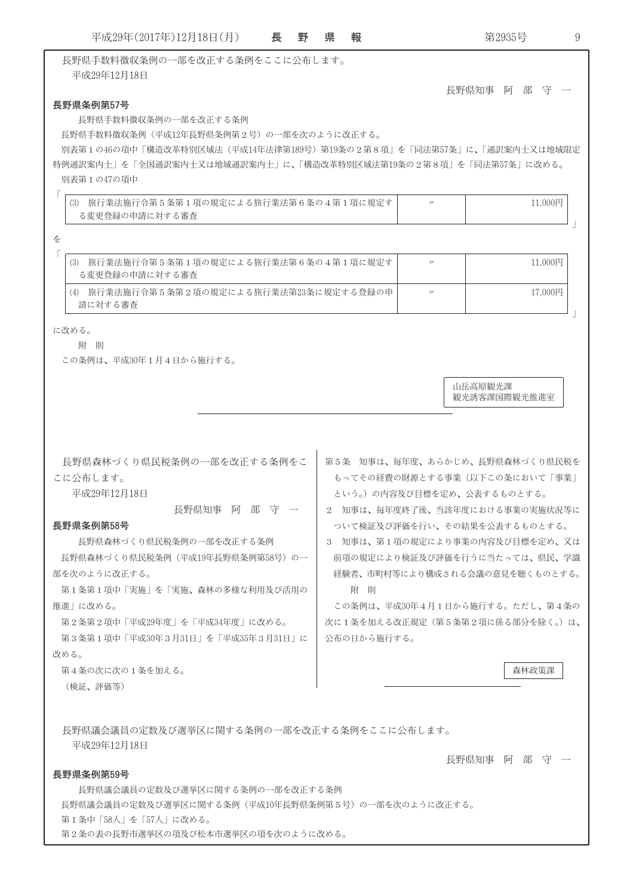長野県手数料徴収条例の一部を改正する条例をここに公布します。

平成29年12月18日

長野県知事　阿　部　守　一

**長野県条例第57号**

長野県手数料徴収条例の一部を改正する条例

長野県手数料徴収条例（平成12年長野県条例第２号）の一部を次のように改正する。

別表第１の46の項中「構造改革特別区域法（平成14年法律第189号）第19条の２第８項」を「同法第57条」に、「通訳案内士又は地域限定特例通訳案内士」を「全国通訳案内士又は地域通訳案内士」に、「構造改革特別区域法第19条の２第８項」を「同法第57条」に改める。

別表第１の47の項中

「

| | | |
|---|---|---|
| (3)　旅行業法施行令第５条第１項の規定による旅行業法第６条の４第１項に規定する変更登録の申請に対する審査 | 〃 | 11,000円 |

」

を

「

| | | |
|---|---|---|
| (3)　旅行業法施行令第５条第１項の規定による旅行業法第６条の４第１項に規定する変更登録の申請に対する審査 | 〃 | 11,000円 |
| (4)　旅行業法施行令第５条第２項の規定による旅行業法第23条に規定する登録の申請に対する審査 | 〃 | 17,000円 |

」

に改める。

附　則

この条例は、平成30年１月４日から施行する。

山岳高原観光課
観光誘客課国際観光推進室

---

長野県森林づくり県民税条例の一部を改正する条例をここに公布します。

平成29年12月18日

長野県知事　阿　部　守　一

**長野県条例第58号**

長野県森林づくり県民税条例の一部を改正する条例

長野県森林づくり県民税条例（平成19年長野県条例第58号）の一部を次のように改正する。

第１条第１項中「実施」を「実施、森林の多様な利用及び活用の推進」に改める。

第２条第２項中「平成29年度」を「平成34年度」に改める。

第３条第１項中「平成30年３月31日」を「平成35年３月31日」に改める。

第４条の次に次の１条を加える。

（検証、評価等）

第５条　知事は、毎年度、あらかじめ、長野県森林づくり県民税をもってその経費の財源とする事業（以下この条において「事業」という。）の内容及び目標を定め、公表するものとする。

２　知事は、毎年度終了後、当該年度における事業の実施状況等について検証及び評価を行い、その結果を公表するものとする。

３　知事は、第１項の規定により事業の内容及び目標を定め、又は前項の規定により検証及び評価を行うに当たっては、県民、学識経験者、市町村等により構成される会議の意見を聴くものとする。

附　則

この条例は、平成30年４月１日から施行する。ただし、第４条の次に１条を加える改正規定（第５条第２項に係る部分を除く。）は、公布の日から施行する。

森林政策課

---

長野県議会議員の定数及び選挙区に関する条例の一部を改正する条例をここに公布します。

平成29年12月18日

長野県知事　阿　部　守　一

**長野県条例第59号**

長野県議会議員の定数及び選挙区に関する条例の一部を改正する条例

長野県議会議員の定数及び選挙区に関する条例（平成10年長野県条例第５号）の一部を次のように改正する。

第１条中「58人」を「57人」に改める。

第２条の表の長野市選挙区の項及び松本市選挙区の項を次のように改める。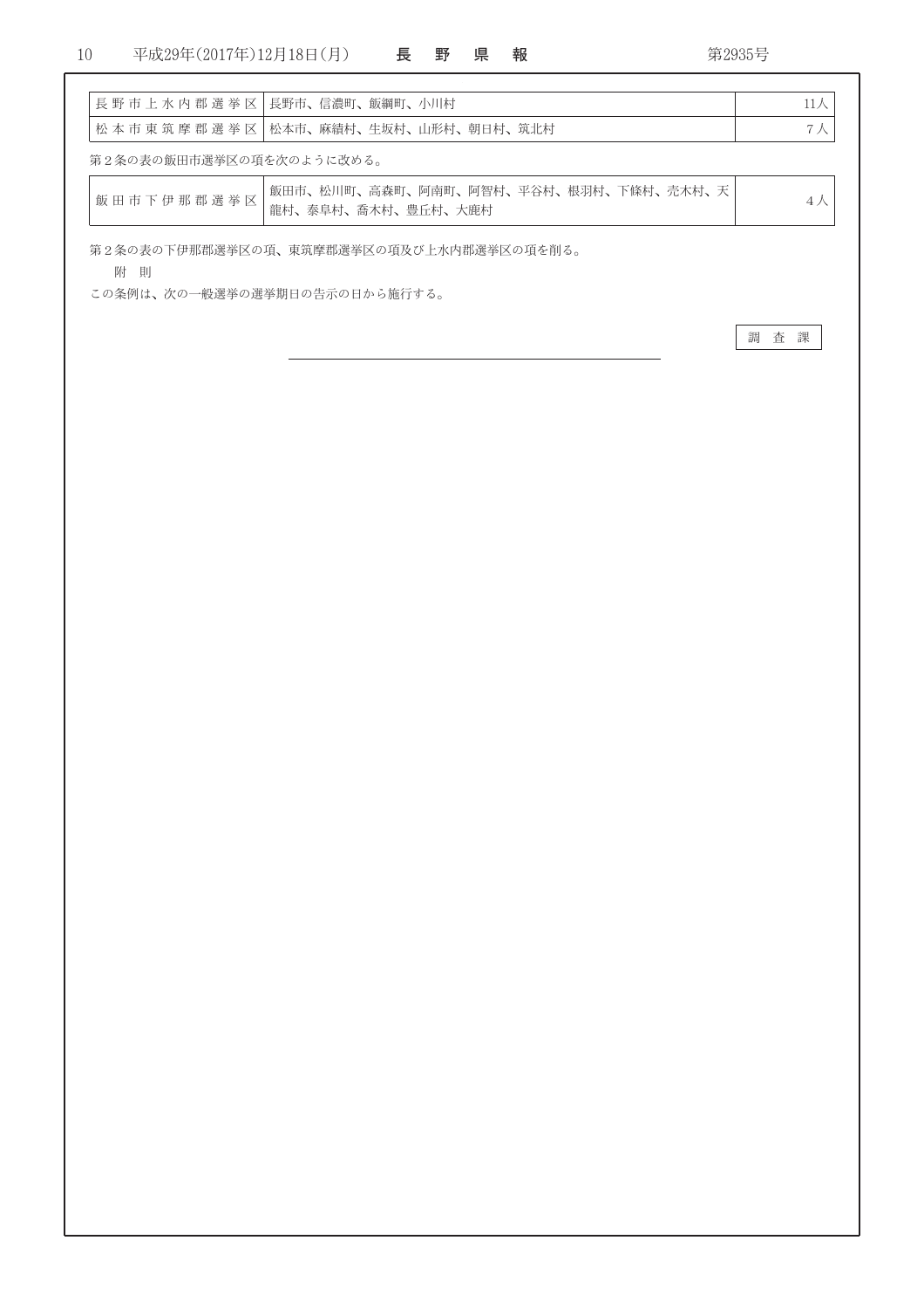| | | |
|---|---|---|
| 長野市上水内郡選挙区 | 長野市、信濃町、飯綱町、小川村 | 11人 |
| 松本市東筑摩郡選挙区 | 松本市、麻績村、生坂村、山形村、朝日村、筑北村 | 7人 |

第2条の表の飯田市選挙区の項を次のように改める。

| | | |
|---|---|---|
| 飯田市下伊那郡選挙区 | 飯田市、松川町、高森町、阿南町、阿智村、平谷村、根羽村、下條村、売木村、天龍村、泰阜村、喬木村、豊丘村、大鹿村 | 4人 |

第2条の表の下伊那郡選挙区の項、東筑摩郡選挙区の項及び上水内郡選挙区の項を削る。

附　則

この条例は、次の一般選挙の選挙期日の告示の日から施行する。

調査課